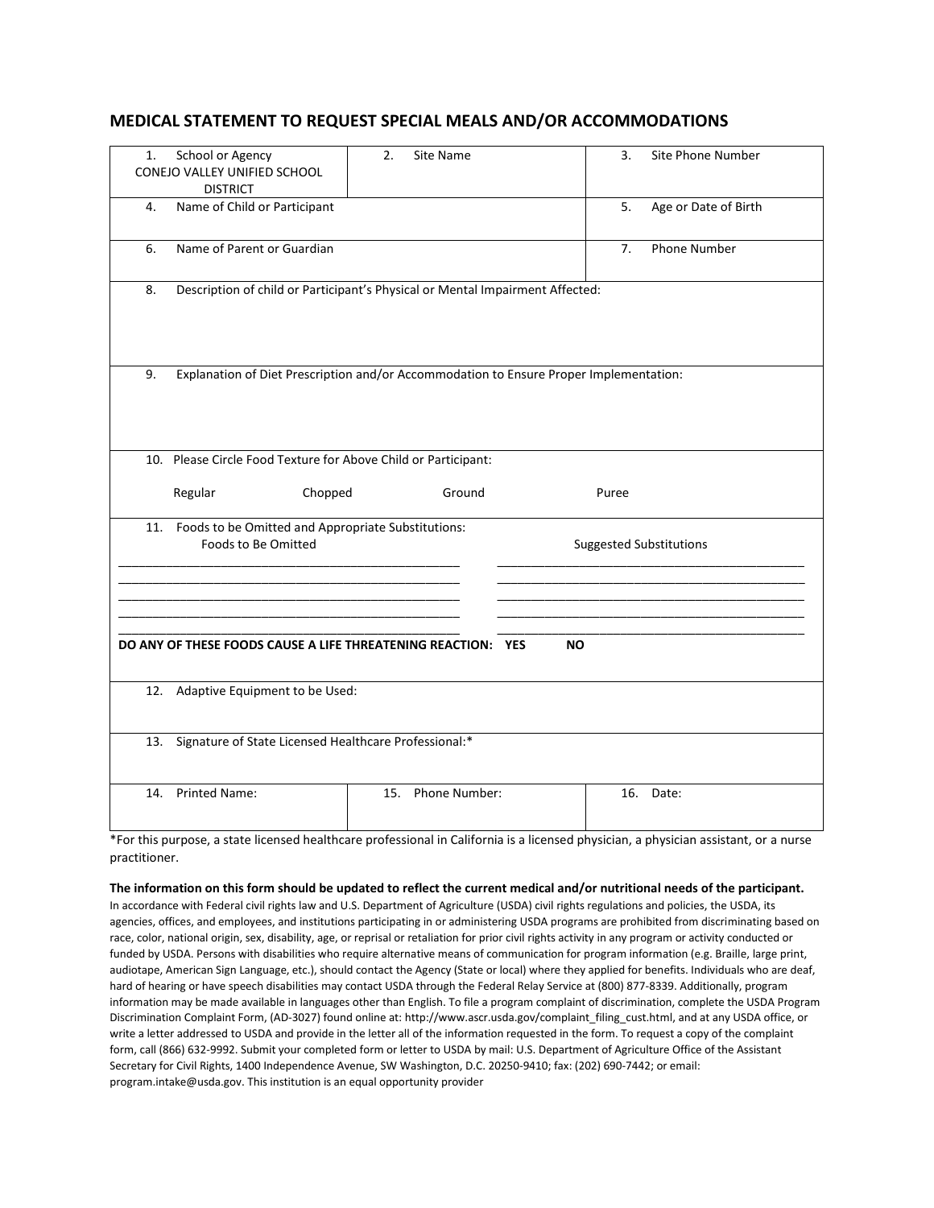## MEDICAL STATEMENT TO REQUEST SPECIAL MEALS AND/OR ACCOMMODATIONS

| 1. School or Agency CONEJO VALLEY UNIFIED SCHOOL DISTRICT | 2. Site Name | 3. Site Phone Number |
|---|---|---|
| 4. Name of Child or Participant | | 5. Age or Date of Birth |
| 6. Name of Parent or Guardian | | 7. Phone Number |

8. Description of child or Participant's Physical or Mental Impairment Affected:

9. Explanation of Diet Prescription and/or Accommodation to Ensure Proper Implementation:

10. Please Circle Food Texture for Above Child or Participant:

Regular    Chopped    Ground    Puree

11. Foods to be Omitted and Appropriate Substitutions:

| Foods to Be Omitted | Suggested Substitutions |
|---|---|
| _______________________________________________ | _______________________________________________ |
| _______________________________________________ | _______________________________________________ |
| _______________________________________________ | _______________________________________________ |
| _______________________________________________ | _______________________________________________ |
| _______________________________________________ | _______________________________________________ |

**DO ANY OF THESE FOODS CAUSE A LIFE THREATENING REACTION: YES NO**

12. Adaptive Equipment to be Used:

13. Signature of State Licensed Healthcare Professional:*

| 14. Printed Name: | 15. Phone Number: | 16. Date: |
|---|---|---|
| | | |

*For this purpose, a state licensed healthcare professional in California is a licensed physician, a physician assistant, or a nurse practitioner.

**The information on this form should be updated to reflect the current medical and/or nutritional needs of the participant.**

In accordance with Federal civil rights law and U.S. Department of Agriculture (USDA) civil rights regulations and policies, the USDA, its agencies, offices, and employees, and institutions participating in or administering USDA programs are prohibited from discriminating based on race, color, national origin, sex, disability, age, or reprisal or retaliation for prior civil rights activity in any program or activity conducted or funded by USDA. Persons with disabilities who require alternative means of communication for program information (e.g. Braille, large print, audiotape, American Sign Language, etc.), should contact the Agency (State or local) where they applied for benefits. Individuals who are deaf, hard of hearing or have speech disabilities may contact USDA through the Federal Relay Service at (800) 877-8339. Additionally, program information may be made available in languages other than English. To file a program complaint of discrimination, complete the USDA Program Discrimination Complaint Form, (AD-3027) found online at: http://www.ascr.usda.gov/complaint_filing_cust.html, and at any USDA office, or write a letter addressed to USDA and provide in the letter all of the information requested in the form. To request a copy of the complaint form, call (866) 632-9992. Submit your completed form or letter to USDA by mail: U.S. Department of Agriculture Office of the Assistant Secretary for Civil Rights, 1400 Independence Avenue, SW Washington, D.C. 20250-9410; fax: (202) 690-7442; or email: program.intake@usda.gov. This institution is an equal opportunity provider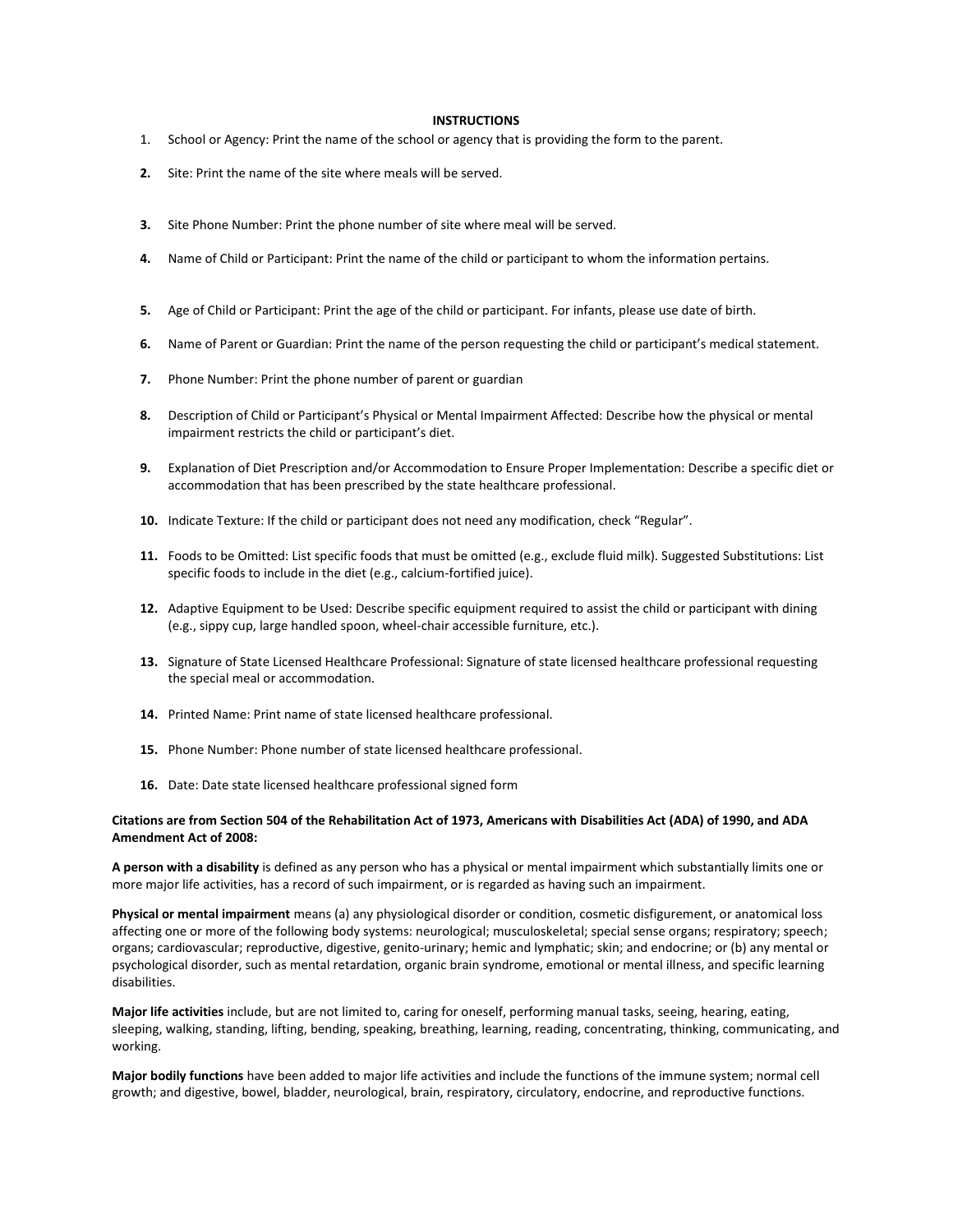## INSTRUCTIONS

1. School or Agency: Print the name of the school or agency that is providing the form to the parent.
2. Site: Print the name of the site where meals will be served.
3. Site Phone Number: Print the phone number of site where meal will be served.
4. Name of Child or Participant: Print the name of the child or participant to whom the information pertains.
5. Age of Child or Participant: Print the age of the child or participant. For infants, please use date of birth.
6. Name of Parent or Guardian: Print the name of the person requesting the child or participant's medical statement.
7. Phone Number: Print the phone number of parent or guardian
8. Description of Child or Participant's Physical or Mental Impairment Affected: Describe how the physical or mental impairment restricts the child or participant's diet.
9. Explanation of Diet Prescription and/or Accommodation to Ensure Proper Implementation: Describe a specific diet or accommodation that has been prescribed by the state healthcare professional.
10. Indicate Texture: If the child or participant does not need any modification, check "Regular".
11. Foods to be Omitted: List specific foods that must be omitted (e.g., exclude fluid milk). Suggested Substitutions: List specific foods to include in the diet (e.g., calcium-fortified juice).
12. Adaptive Equipment to be Used: Describe specific equipment required to assist the child or participant with dining (e.g., sippy cup, large handled spoon, wheel-chair accessible furniture, etc.).
13. Signature of State Licensed Healthcare Professional: Signature of state licensed healthcare professional requesting the special meal or accommodation.
14. Printed Name: Print name of state licensed healthcare professional.
15. Phone Number: Phone number of state licensed healthcare professional.
16. Date: Date state licensed healthcare professional signed form

**Citations are from Section 504 of the Rehabilitation Act of 1973, Americans with Disabilities Act (ADA) of 1990, and ADA Amendment Act of 2008:**

**A person with a disability** is defined as any person who has a physical or mental impairment which substantially limits one or more major life activities, has a record of such impairment, or is regarded as having such an impairment.

**Physical or mental impairment** means (a) any physiological disorder or condition, cosmetic disfigurement, or anatomical loss affecting one or more of the following body systems: neurological; musculoskeletal; special sense organs; respiratory; speech; organs; cardiovascular; reproductive, digestive, genito-urinary; hemic and lymphatic; skin; and endocrine; or (b) any mental or psychological disorder, such as mental retardation, organic brain syndrome, emotional or mental illness, and specific learning disabilities.

**Major life activities** include, but are not limited to, caring for oneself, performing manual tasks, seeing, hearing, eating, sleeping, walking, standing, lifting, bending, speaking, breathing, learning, reading, concentrating, thinking, communicating, and working.

**Major bodily functions** have been added to major life activities and include the functions of the immune system; normal cell growth; and digestive, bowel, bladder, neurological, brain, respiratory, circulatory, endocrine, and reproductive functions.